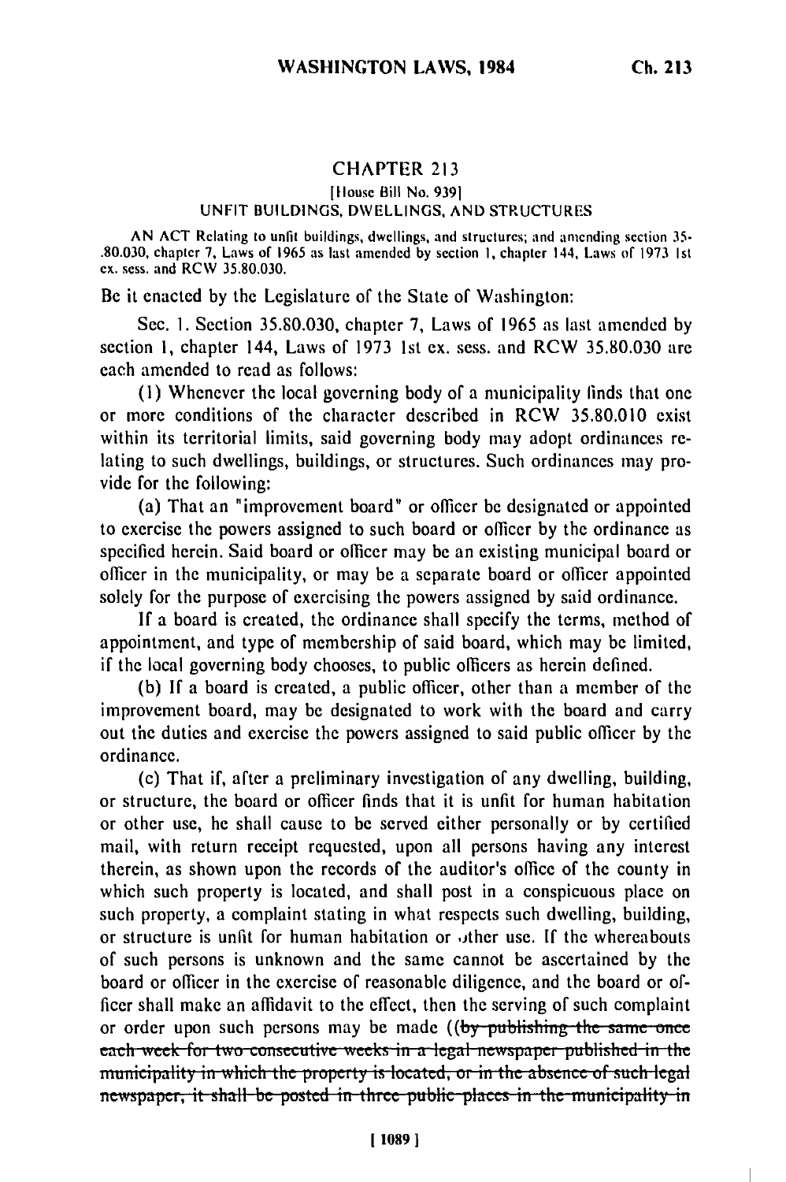## CHAPTER 213

[House Bill No. 939]

UNFIT BUILDINGS, DWELLINGS, AND STRUCTURES

AN ACT Relating to unfit buildings, dwellings, and structures; and amending section 35-.80.030, chapter 7, Laws of 1965 as last amended by section 1, chapter 144, Laws of 1973 1st ex. sess. and RCW 35.80.030.

Be it enacted by the Legislature of the State of Washington:

Sec. 1. Section 35.80.030, chapter 7, Laws of 1965 as last amended by section 1, chapter 144, Laws of 1973 1st ex. sess. and RCW 35.80.030 are each amended to read as follows:

(1) Whenever the local governing body of a municipality finds that one or more conditions of the character described in RCW 35.80.010 exist within its territorial limits, said governing body may adopt ordinances relating to such dwellings, buildings, or structures. Such ordinances may provide for the following:

(a) That an "improvement board" or officer be designated or appointed to exercise the powers assigned to such board or officer by the ordinance as specified herein. Said board or officer may be an existing municipal board or officer in the municipality, or may be a separate board or officer appointed solely for the purpose of exercising the powers assigned by said ordinance.

If a board is created, the ordinance shall specify the terms, method of appointment, and type of membership of said board, which may be limited, if the local governing body chooses, to public officers as herein defined.

(b) If a board is created, a public officer, other than a member of the improvement board, may be designated to work with the board and carry out the duties and exercise the powers assigned to said public officer by the ordinance.

(c) That if, after a preliminary investigation of any dwelling, building, or structure, the board or officer finds that it is unfit for human habitation or other use, he shall cause to be served either personally or by certified mail, with return receipt requested, upon all persons having any interest therein, as shown upon the records of the auditor's office of the county in which such property is located, and shall post in a conspicuous place on such property, a complaint stating in what respects such dwelling, building, or structure is unfit for human habitation or other use. If the whereabouts of such persons is unknown and the same cannot be ascertained by the board or officer in the exercise of reasonable diligence, and the board or officer shall make an affidavit to the effect, then the serving of such complaint or order upon such persons may be made ((~~by publishing the same once each week for two consecutive weeks in a legal newspaper published in the municipality in which the property is located, or in the absence of such legal newspaper, it shall be posted in three public places in the municipality in~~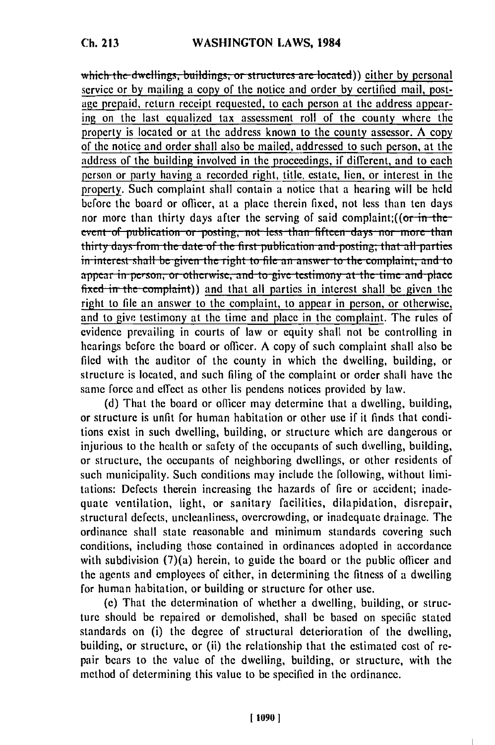which the dwellings, buildings, or structures are located)) either by personal service or by mailing a copy of the notice and order by certified mail, postage prepaid, return receipt requested, to each person at the address appearing on the last equalized tax assessment roll of the county where the property is located or at the address known to the county assessor. A copy of the notice and order shall also be mailed, addressed to such person, at the address of the building involved in the proceedings, if different, and to each person or party having a recorded right, title, estate, lien, or interest in the property. Such complaint shall contain a notice that a hearing will be held before the board or officer, at a place therein fixed, not less than ten days nor more than thirty days after the serving of said complaint;((or in the event of publication or posting, not less than fifteen days nor more than thirty days from the date of the first publication and posting; that all parties in interest shall be given the right to file an answer to the complaint, and to appear in person, or otherwise, and to give testimony at the time and place fixed in the complaint)) and that all parties in interest shall be given the right to file an answer to the complaint, to appear in person, or otherwise, and to give testimony at the time and place in the complaint. The rules of evidence prevailing in courts of law or equity shall not be controlling in hearings before the board or officer. A copy of such complaint shall also be filed with the auditor of the county in which the dwelling, building, or structure is located, and such filing of the complaint or order shall have the same force and effect as other lis pendens notices provided by law.

(d) That the board or officer may determine that a dwelling, building, or structure is unfit for human habitation or other use if it finds that conditions exist in such dwelling, building, or structure which are dangerous or injurious to the health or safety of the occupants of such dwelling, building, or structure, the occupants of neighboring dwellings, or other residents of such municipality. Such conditions may include the following, without limitations: Defects therein increasing the hazards of fire or accident; inadequate ventilation, light, or sanitary facilities, dilapidation, disrepair, structural defects, uncleanliness, overcrowding, or inadequate drainage. The ordinance shall state reasonable and minimum standards covering such conditions, including those contained in ordinances adopted in accordance with subdivision (7)(a) herein, to guide the board or the public officer and the agents and employees of either, in determining the fitness of a dwelling for human habitation, or building or structure for other use.

(e) That the determination of whether a dwelling, building, or structure should be repaired or demolished, shall be based on specific stated standards on (i) the degree of structural deterioration of the dwelling, building, or structure, or (ii) the relationship that the estimated cost of repair bears to the value of the dwelling, building, or structure, with the method of determining this value to be specified in the ordinance.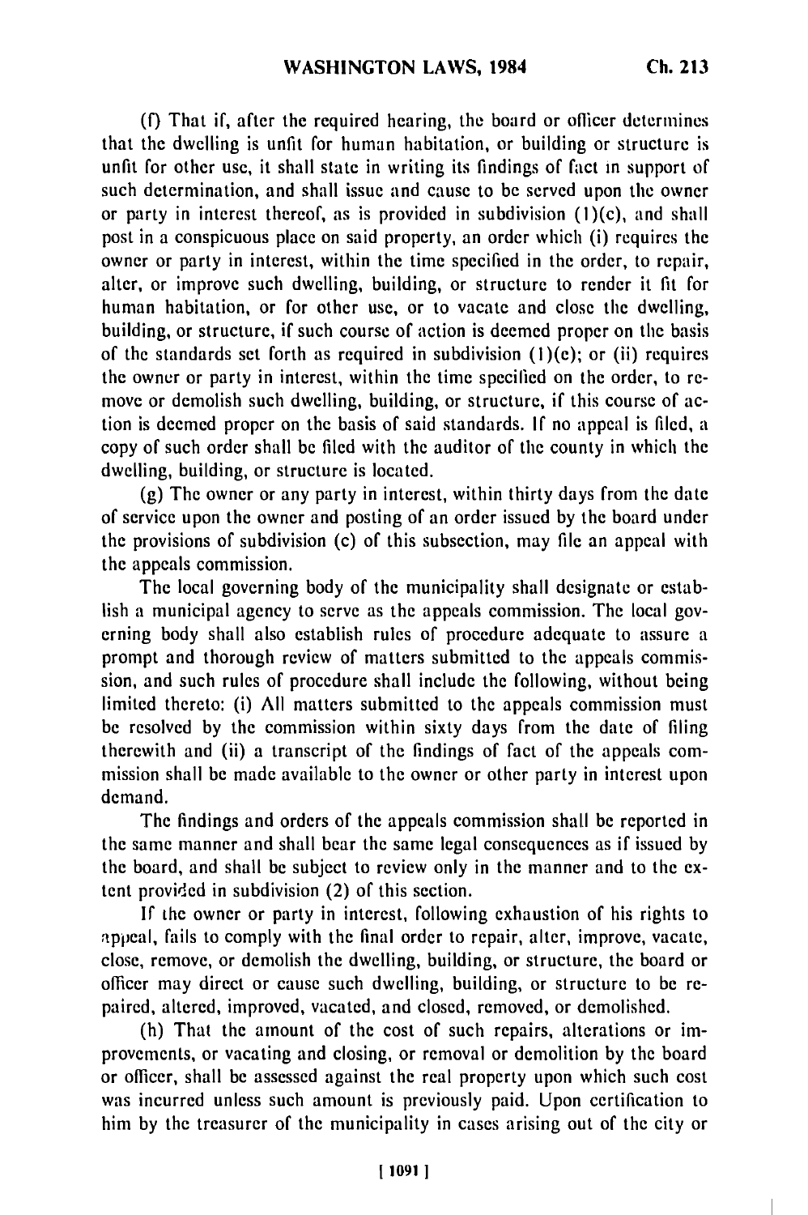(f) That if, after the required hearing, the board or officer determines that the dwelling is unfit for human habitation, or building or structure is unfit for other use, it shall state in writing its findings of fact in support of such determination, and shall issue and cause to be served upon the owner or party in interest thereof, as is provided in subdivision (1)(c), and shall post in a conspicuous place on said property, an order which (i) requires the owner or party in interest, within the time specified in the order, to repair, alter, or improve such dwelling, building, or structure to render it fit for human habitation, or for other use, or to vacate and close the dwelling, building, or structure, if such course of action is deemed proper on the basis of the standards set forth as required in subdivision (1)(e); or (ii) requires the owner or party in interest, within the time specified on the order, to remove or demolish such dwelling, building, or structure, if this course of action is deemed proper on the basis of said standards. If no appeal is filed, a copy of such order shall be filed with the auditor of the county in which the dwelling, building, or structure is located.

(g) The owner or any party in interest, within thirty days from the date of service upon the owner and posting of an order issued by the board under the provisions of subdivision (c) of this subsection, may file an appeal with the appeals commission.

The local governing body of the municipality shall designate or establish a municipal agency to serve as the appeals commission. The local governing body shall also establish rules of procedure adequate to assure a prompt and thorough review of matters submitted to the appeals commission, and such rules of procedure shall include the following, without being limited thereto: (i) All matters submitted to the appeals commission must be resolved by the commission within sixty days from the date of filing therewith and (ii) a transcript of the findings of fact of the appeals commission shall be made available to the owner or other party in interest upon demand.

The findings and orders of the appeals commission shall be reported in the same manner and shall bear the same legal consequences as if issued by the board, and shall be subject to review only in the manner and to the extent provided in subdivision (2) of this section.

If the owner or party in interest, following exhaustion of his rights to appeal, fails to comply with the final order to repair, alter, improve, vacate, close, remove, or demolish the dwelling, building, or structure, the board or officer may direct or cause such dwelling, building, or structure to be repaired, altered, improved, vacated, and closed, removed, or demolished.

(h) That the amount of the cost of such repairs, alterations or improvements, or vacating and closing, or removal or demolition by the board or officer, shall be assessed against the real property upon which such cost was incurred unless such amount is previously paid. Upon certification to him by the treasurer of the municipality in cases arising out of the city or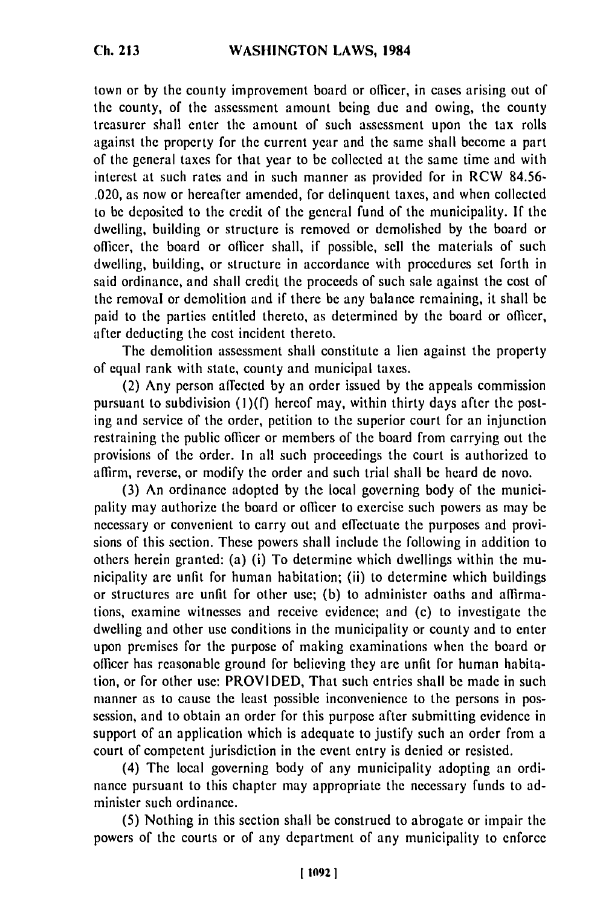town or by the county improvement board or officer, in cases arising out of the county, of the assessment amount being due and owing, the county treasurer shall enter the amount of such assessment upon the tax rolls against the property for the current year and the same shall become a part of the general taxes for that year to be collected at the same time and with interest at such rates and in such manner as provided for in RCW 84.56-.020, as now or hereafter amended, for delinquent taxes, and when collected to be deposited to the credit of the general fund of the municipality. If the dwelling, building or structure is removed or demolished by the board or officer, the board or officer shall, if possible, sell the materials of such dwelling, building, or structure in accordance with procedures set forth in said ordinance, and shall credit the proceeds of such sale against the cost of the removal or demolition and if there be any balance remaining, it shall be paid to the parties entitled thereto, as determined by the board or officer, after deducting the cost incident thereto.

The demolition assessment shall constitute a lien against the property of equal rank with state, county and municipal taxes.

(2) Any person affected by an order issued by the appeals commission pursuant to subdivision (1)(f) hereof may, within thirty days after the posting and service of the order, petition to the superior court for an injunction restraining the public officer or members of the board from carrying out the provisions of the order. In all such proceedings the court is authorized to affirm, reverse, or modify the order and such trial shall be heard de novo.

(3) An ordinance adopted by the local governing body of the municipality may authorize the board or officer to exercise such powers as may be necessary or convenient to carry out and effectuate the purposes and provisions of this section. These powers shall include the following in addition to others herein granted: (a) (i) To determine which dwellings within the municipality are unfit for human habitation; (ii) to determine which buildings or structures are unfit for other use; (b) to administer oaths and affirmations, examine witnesses and receive evidence; and (c) to investigate the dwelling and other use conditions in the municipality or county and to enter upon premises for the purpose of making examinations when the board or officer has reasonable ground for believing they are unfit for human habitation, or for other use: PROVIDED, That such entries shall be made in such manner as to cause the least possible inconvenience to the persons in possession, and to obtain an order for this purpose after submitting evidence in support of an application which is adequate to justify such an order from a court of competent jurisdiction in the event entry is denied or resisted.

(4) The local governing body of any municipality adopting an ordinance pursuant to this chapter may appropriate the necessary funds to administer such ordinance.

(5) Nothing in this section shall be construed to abrogate or impair the powers of the courts or of any department of any municipality to enforce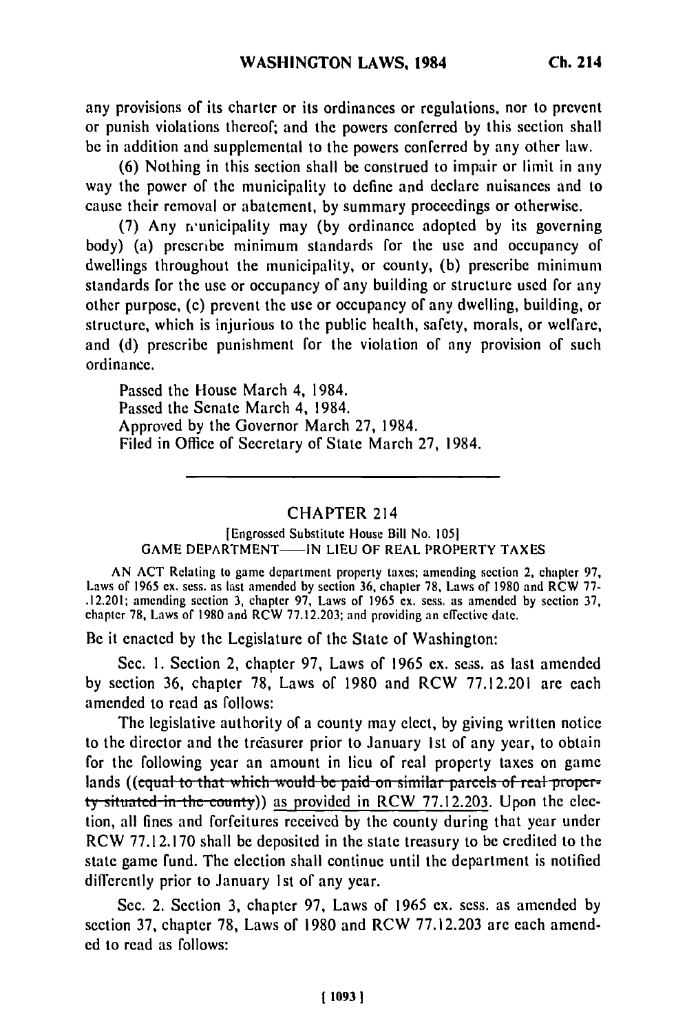any provisions of its charter or its ordinances or regulations, nor to prevent or punish violations thereof; and the powers conferred by this section shall be in addition and supplemental to the powers conferred by any other law.

(6) Nothing in this section shall be construed to impair or limit in any way the power of the municipality to define and declare nuisances and to cause their removal or abatement, by summary proceedings or otherwise.

(7) Any municipality may (by ordinance adopted by its governing body) (a) prescribe minimum standards for the use and occupancy of dwellings throughout the municipality, or county, (b) prescribe minimum standards for the use or occupancy of any building or structure used for any other purpose, (c) prevent the use or occupancy of any dwelling, building, or structure, which is injurious to the public health, safety, morals, or welfare, and (d) prescribe punishment for the violation of any provision of such ordinance.

Passed the House March 4, 1984.
Passed the Senate March 4, 1984.
Approved by the Governor March 27, 1984.
Filed in Office of Secretary of State March 27, 1984.

---

## CHAPTER 214

[Engrossed Substitute House Bill No. 105]
GAME DEPARTMENT—IN LIEU OF REAL PROPERTY TAXES

AN ACT Relating to game department property taxes; amending section 2, chapter 97, Laws of 1965 ex. sess. as last amended by section 36, chapter 78, Laws of 1980 and RCW 77.12.201; amending section 3, chapter 97, Laws of 1965 ex. sess. as amended by section 37, chapter 78, Laws of 1980 and RCW 77.12.203; and providing an effective date.

Be it enacted by the Legislature of the State of Washington:

Sec. 1. Section 2, chapter 97, Laws of 1965 ex. sess. as last amended by section 36, chapter 78, Laws of 1980 and RCW 77.12.201 are each amended to read as follows:

The legislative authority of a county may elect, by giving written notice to the director and the treasurer prior to January 1st of any year, to obtain for the following year an amount in lieu of real property taxes on game lands ((~~equal to that which would be paid on similar parcels of real property situated in the county~~)) as provided in RCW 77.12.203. Upon the election, all fines and forfeitures received by the county during that year under RCW 77.12.170 shall be deposited in the state treasury to be credited to the state game fund. The election shall continue until the department is notified differently prior to January 1st of any year.

Sec. 2. Section 3, chapter 97, Laws of 1965 ex. sess. as amended by section 37, chapter 78, Laws of 1980 and RCW 77.12.203 are each amended to read as follows: